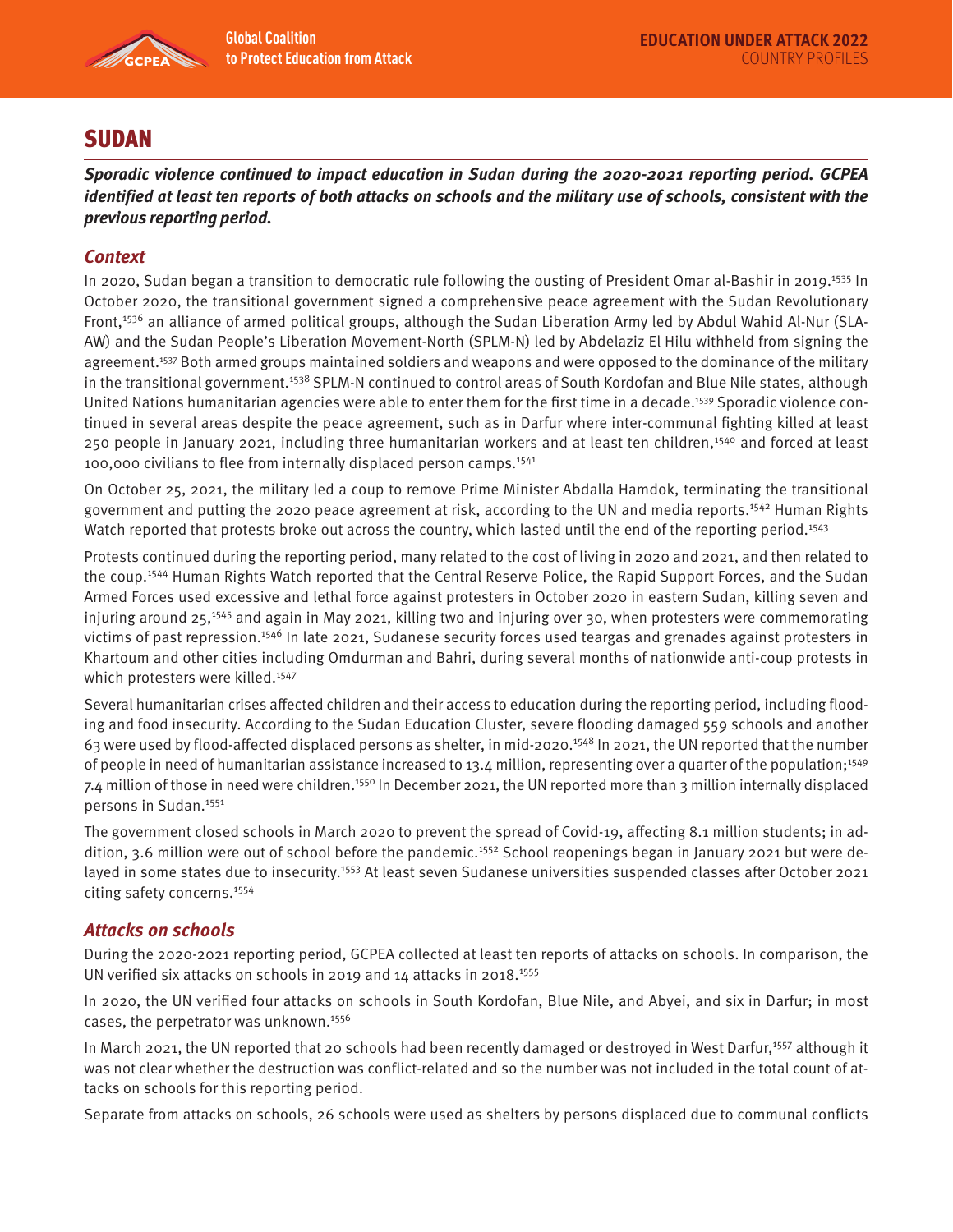# SUDAN

***Sporadic violence continued to impact education in Sudan during the 2020-2021 reporting period. GCPEA identified at least ten reports of both attacks on schools and the military use of schools, consistent with the previous reporting period.***

## *Context*

In 2020, Sudan began a transition to democratic rule following the ousting of President Omar al-Bashir in 2019.[1535] In October 2020, the transitional government signed a comprehensive peace agreement with the Sudan Revolutionary Front,[1536] an alliance of armed political groups, although the Sudan Liberation Army led by Abdul Wahid Al-Nur (SLA-AW) and the Sudan People's Liberation Movement-North (SPLM-N) led by Abdelaziz El Hilu withheld from signing the agreement.[1537] Both armed groups maintained soldiers and weapons and were opposed to the dominance of the military in the transitional government.[1538] SPLM-N continued to control areas of South Kordofan and Blue Nile states, although United Nations humanitarian agencies were able to enter them for the first time in a decade.[1539] Sporadic violence continued in several areas despite the peace agreement, such as in Darfur where inter-communal fighting killed at least 250 people in January 2021, including three humanitarian workers and at least ten children,[1540] and forced at least 100,000 civilians to flee from internally displaced person camps.[1541]

On October 25, 2021, the military led a coup to remove Prime Minister Abdalla Hamdok, terminating the transitional government and putting the 2020 peace agreement at risk, according to the UN and media reports.[1542] Human Rights Watch reported that protests broke out across the country, which lasted until the end of the reporting period.[1543]

Protests continued during the reporting period, many related to the cost of living in 2020 and 2021, and then related to the coup.[1544] Human Rights Watch reported that the Central Reserve Police, the Rapid Support Forces, and the Sudan Armed Forces used excessive and lethal force against protesters in October 2020 in eastern Sudan, killing seven and injuring around 25,[1545] and again in May 2021, killing two and injuring over 30, when protesters were commemorating victims of past repression.[1546] In late 2021, Sudanese security forces used teargas and grenades against protesters in Khartoum and other cities including Omdurman and Bahri, during several months of nationwide anti-coup protests in which protesters were killed.[1547]

Several humanitarian crises affected children and their access to education during the reporting period, including flooding and food insecurity. According to the Sudan Education Cluster, severe flooding damaged 559 schools and another 63 were used by flood-affected displaced persons as shelter, in mid-2020.[1548] In 2021, the UN reported that the number of people in need of humanitarian assistance increased to 13.4 million, representing over a quarter of the population;[1549] 7.4 million of those in need were children.[1550] In December 2021, the UN reported more than 3 million internally displaced persons in Sudan.[1551]

The government closed schools in March 2020 to prevent the spread of Covid-19, affecting 8.1 million students; in addition, 3.6 million were out of school before the pandemic.[1552] School reopenings began in January 2021 but were delayed in some states due to insecurity.[1553] At least seven Sudanese universities suspended classes after October 2021 citing safety concerns.[1554]

## *Attacks on schools*

During the 2020-2021 reporting period, GCPEA collected at least ten reports of attacks on schools. In comparison, the UN verified six attacks on schools in 2019 and 14 attacks in 2018.[1555]

In 2020, the UN verified four attacks on schools in South Kordofan, Blue Nile, and Abyei, and six in Darfur; in most cases, the perpetrator was unknown.[1556]

In March 2021, the UN reported that 20 schools had been recently damaged or destroyed in West Darfur,[1557] although it was not clear whether the destruction was conflict-related and so the number was not included in the total count of attacks on schools for this reporting period.

Separate from attacks on schools, 26 schools were used as shelters by persons displaced due to communal conflicts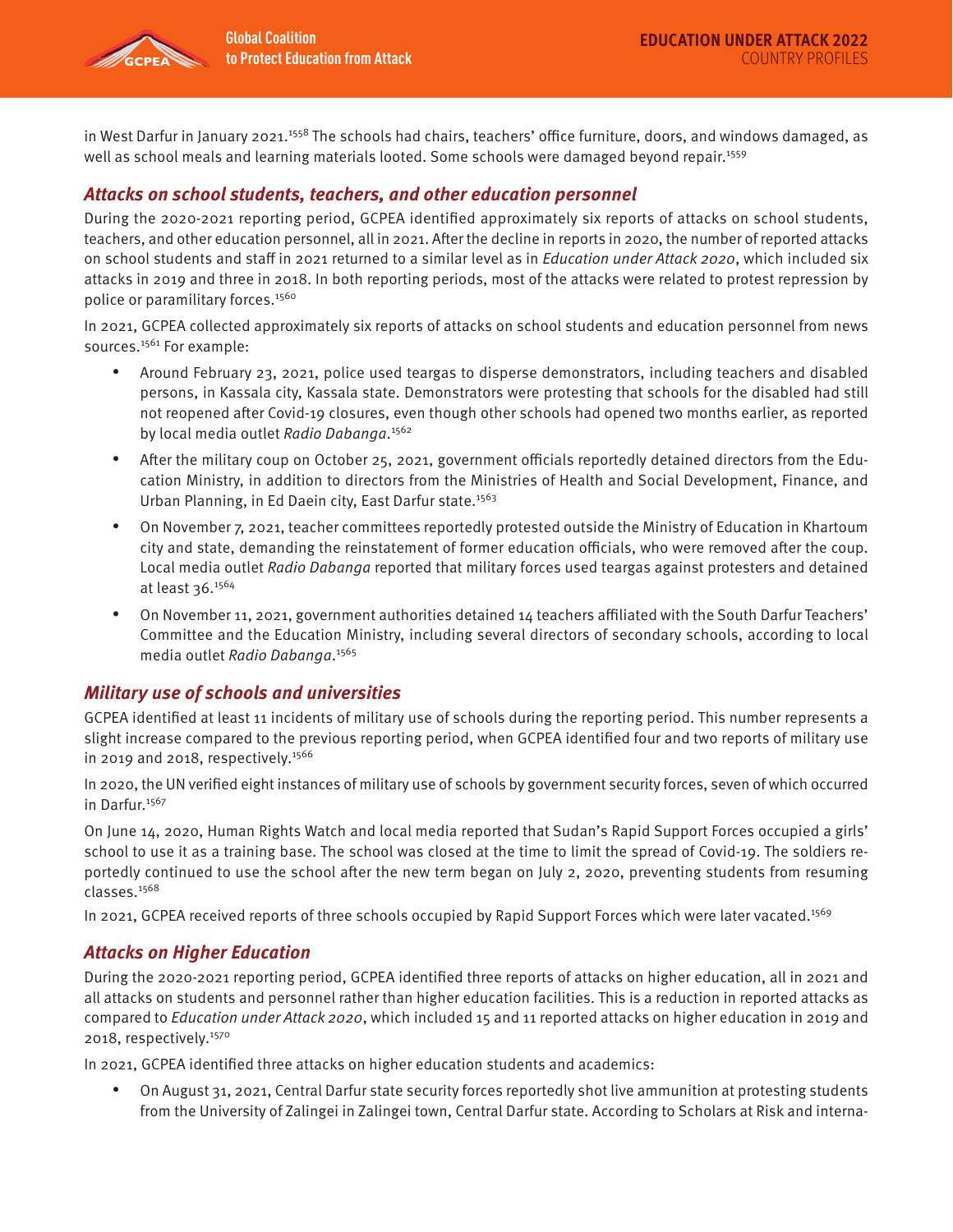in West Darfur in January 2021.[1558] The schools had chairs, teachers' office furniture, doors, and windows damaged, as well as school meals and learning materials looted. Some schools were damaged beyond repair.[1559]

### *Attacks on school students, teachers, and other education personnel*

During the 2020-2021 reporting period, GCPEA identified approximately six reports of attacks on school students, teachers, and other education personnel, all in 2021. After the decline in reports in 2020, the number of reported attacks on school students and staff in 2021 returned to a similar level as in *Education under Attack 2020*, which included six attacks in 2019 and three in 2018. In both reporting periods, most of the attacks were related to protest repression by police or paramilitary forces.[1560]

In 2021, GCPEA collected approximately six reports of attacks on school students and education personnel from news sources.[1561] For example:

- Around February 23, 2021, police used teargas to disperse demonstrators, including teachers and disabled persons, in Kassala city, Kassala state. Demonstrators were protesting that schools for the disabled had still not reopened after Covid-19 closures, even though other schools had opened two months earlier, as reported by local media outlet *Radio Dabanga*.[1562]
- After the military coup on October 25, 2021, government officials reportedly detained directors from the Education Ministry, in addition to directors from the Ministries of Health and Social Development, Finance, and Urban Planning, in Ed Daein city, East Darfur state.[1563]
- On November 7, 2021, teacher committees reportedly protested outside the Ministry of Education in Khartoum city and state, demanding the reinstatement of former education officials, who were removed after the coup. Local media outlet *Radio Dabanga* reported that military forces used teargas against protesters and detained at least 36.[1564]
- On November 11, 2021, government authorities detained 14 teachers affiliated with the South Darfur Teachers' Committee and the Education Ministry, including several directors of secondary schools, according to local media outlet *Radio Dabanga*.[1565]

### *Military use of schools and universities*

GCPEA identified at least 11 incidents of military use of schools during the reporting period. This number represents a slight increase compared to the previous reporting period, when GCPEA identified four and two reports of military use in 2019 and 2018, respectively.[1566]

In 2020, the UN verified eight instances of military use of schools by government security forces, seven of which occurred in Darfur.[1567]

On June 14, 2020, Human Rights Watch and local media reported that Sudan's Rapid Support Forces occupied a girls' school to use it as a training base. The school was closed at the time to limit the spread of Covid-19. The soldiers reportedly continued to use the school after the new term began on July 2, 2020, preventing students from resuming classes.[1568]

In 2021, GCPEA received reports of three schools occupied by Rapid Support Forces which were later vacated.[1569]

### *Attacks on Higher Education*

During the 2020-2021 reporting period, GCPEA identified three reports of attacks on higher education, all in 2021 and all attacks on students and personnel rather than higher education facilities. This is a reduction in reported attacks as compared to *Education under Attack 2020*, which included 15 and 11 reported attacks on higher education in 2019 and 2018, respectively.[1570]

In 2021, GCPEA identified three attacks on higher education students and academics:

- On August 31, 2021, Central Darfur state security forces reportedly shot live ammunition at protesting students from the University of Zalingei in Zalingei town, Central Darfur state. According to Scholars at Risk and interna-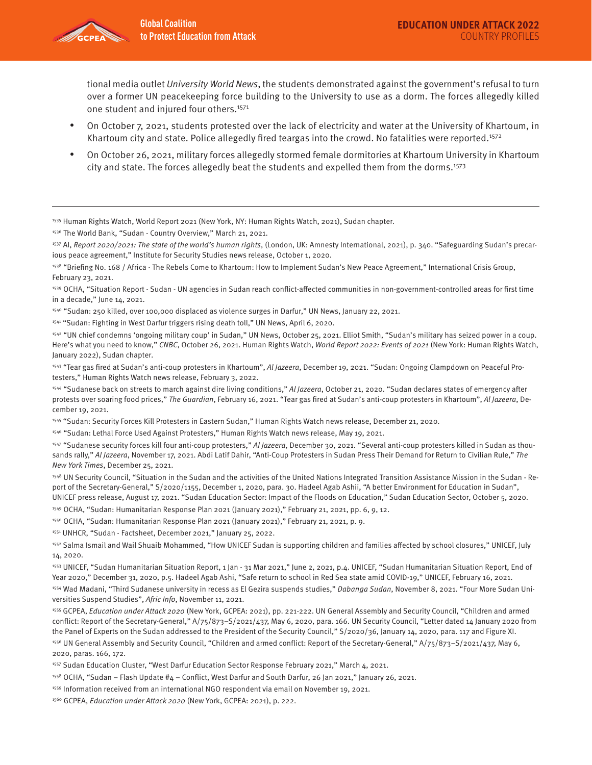tional media outlet *University World News*, the students demonstrated against the government's refusal to turn over a former UN peacekeeping force building to the University to use as a dorm. The forces allegedly killed one student and injured four others.[1571]

- On October 7, 2021, students protested over the lack of electricity and water at the University of Khartoum, in Khartoum city and state. Police allegedly fired teargas into the crowd. No fatalities were reported.[1572]
- On October 26, 2021, military forces allegedly stormed female dormitories at Khartoum University in Khartoum city and state. The forces allegedly beat the students and expelled them from the dorms.[1573]

---

[1535] Human Rights Watch, World Report 2021 (New York, NY: Human Rights Watch, 2021), Sudan chapter.

[1536] The World Bank, "Sudan - Country Overview," March 21, 2021.

[1537] AI, *Report 2020/2021: The state of the world's human rights*, (London, UK: Amnesty International, 2021), p. 340. "Safeguarding Sudan's precarious peace agreement," Institute for Security Studies news release, October 1, 2020.

[1538] "Briefing No. 168 / Africa - The Rebels Come to Khartoum: How to Implement Sudan's New Peace Agreement," International Crisis Group, February 23, 2021.

[1539] OCHA, "Situation Report - Sudan - UN agencies in Sudan reach conflict-affected communities in non-government-controlled areas for first time in a decade," June 14, 2021.

[1540] "Sudan: 250 killed, over 100,000 displaced as violence surges in Darfur," UN News, January 22, 2021.

[1541] "Sudan: Fighting in West Darfur triggers rising death toll," UN News, April 6, 2020.

[1542] "UN chief condemns 'ongoing military coup' in Sudan," UN News, October 25, 2021. Elliot Smith, "Sudan's military has seized power in a coup. Here's what you need to know," *CNBC*, October 26, 2021. Human Rights Watch, *World Report 2022: Events of 2021* (New York: Human Rights Watch, January 2022), Sudan chapter.

[1543] "Tear gas fired at Sudan's anti-coup protesters in Khartoum", *Al Jazeera*, December 19, 2021. "Sudan: Ongoing Clampdown on Peaceful Protesters," Human Rights Watch news release, February 3, 2022.

[1544] "Sudanese back on streets to march against dire living conditions," *Al Jazeera*, October 21, 2020. "Sudan declares states of emergency after protests over soaring food prices," *The Guardian*, February 16, 2021. "Tear gas fired at Sudan's anti-coup protesters in Khartoum", *Al Jazeera*, December 19, 2021.

[1545] "Sudan: Security Forces Kill Protesters in Eastern Sudan," Human Rights Watch news release, December 21, 2020.

[1546] "Sudan: Lethal Force Used Against Protesters," Human Rights Watch news release, May 19, 2021.

[1547] "Sudanese security forces kill four anti-coup protesters," *Al Jazeera*, December 30, 2021. "Several anti-coup protesters killed in Sudan as thousands rally," *Al Jazeera*, November 17, 2021. Abdi Latif Dahir, "Anti-Coup Protesters in Sudan Press Their Demand for Return to Civilian Rule," *The New York Times*, December 25, 2021.

[1548] UN Security Council, "Situation in the Sudan and the activities of the United Nations Integrated Transition Assistance Mission in the Sudan - Report of the Secretary-General," S/2020/1155, December 1, 2020, para. 30. Hadeel Agab Ashii, "A better Environment for Education in Sudan", UNICEF press release, August 17, 2021. "Sudan Education Sector: Impact of the Floods on Education," Sudan Education Sector, October 5, 2020.

[1549] OCHA, "Sudan: Humanitarian Response Plan 2021 (January 2021)," February 21, 2021, pp. 6, 9, 12.

[1550] OCHA, "Sudan: Humanitarian Response Plan 2021 (January 2021)," February 21, 2021, p. 9.

[1551] UNHCR, "Sudan - Factsheet, December 2021," January 25, 2022.

[1552] Salma Ismail and Wail Shuaib Mohammed, "How UNICEF Sudan is supporting children and families affected by school closures," UNICEF, July 14, 2020.

[1553] UNICEF, "Sudan Humanitarian Situation Report, 1 Jan - 31 Mar 2021," June 2, 2021, p.4. UNICEF, "Sudan Humanitarian Situation Report, End of Year 2020," December 31, 2020, p.5. Hadeel Agab Ashi, "Safe return to school in Red Sea state amid COVID-19," UNICEF, February 16, 2021.

[1554] Wad Madani, "Third Sudanese university in recess as El Gezira suspends studies," *Dabanga Sudan*, November 8, 2021. "Four More Sudan Universities Suspend Studies", *Afric Info*, November 11, 2021.

[1555] GCPEA, *Education under Attack 2020* (New York, GCPEA: 2021), pp. 221-222. UN General Assembly and Security Council, "Children and armed conflict: Report of the Secretary-General," A/75/873–S/2021/437, May 6, 2020, para. 166. UN Security Council, "Letter dated 14 January 2020 from the Panel of Experts on the Sudan addressed to the President of the Security Council," S/2020/36, January 14, 2020, para. 117 and Figure XI.

[1556] UN General Assembly and Security Council, "Children and armed conflict: Report of the Secretary-General," A/75/873–S/2021/437, May 6, 2020, paras. 166, 172.

[1557] Sudan Education Cluster, "West Darfur Education Sector Response February 2021," March 4, 2021.

[1558] OCHA, "Sudan – Flash Update #4 – Conflict, West Darfur and South Darfur, 26 Jan 2021," January 26, 2021.

[1559] Information received from an international NGO respondent via email on November 19, 2021.

[1560] GCPEA, *Education under Attack 2020* (New York, GCPEA: 2021), p. 222.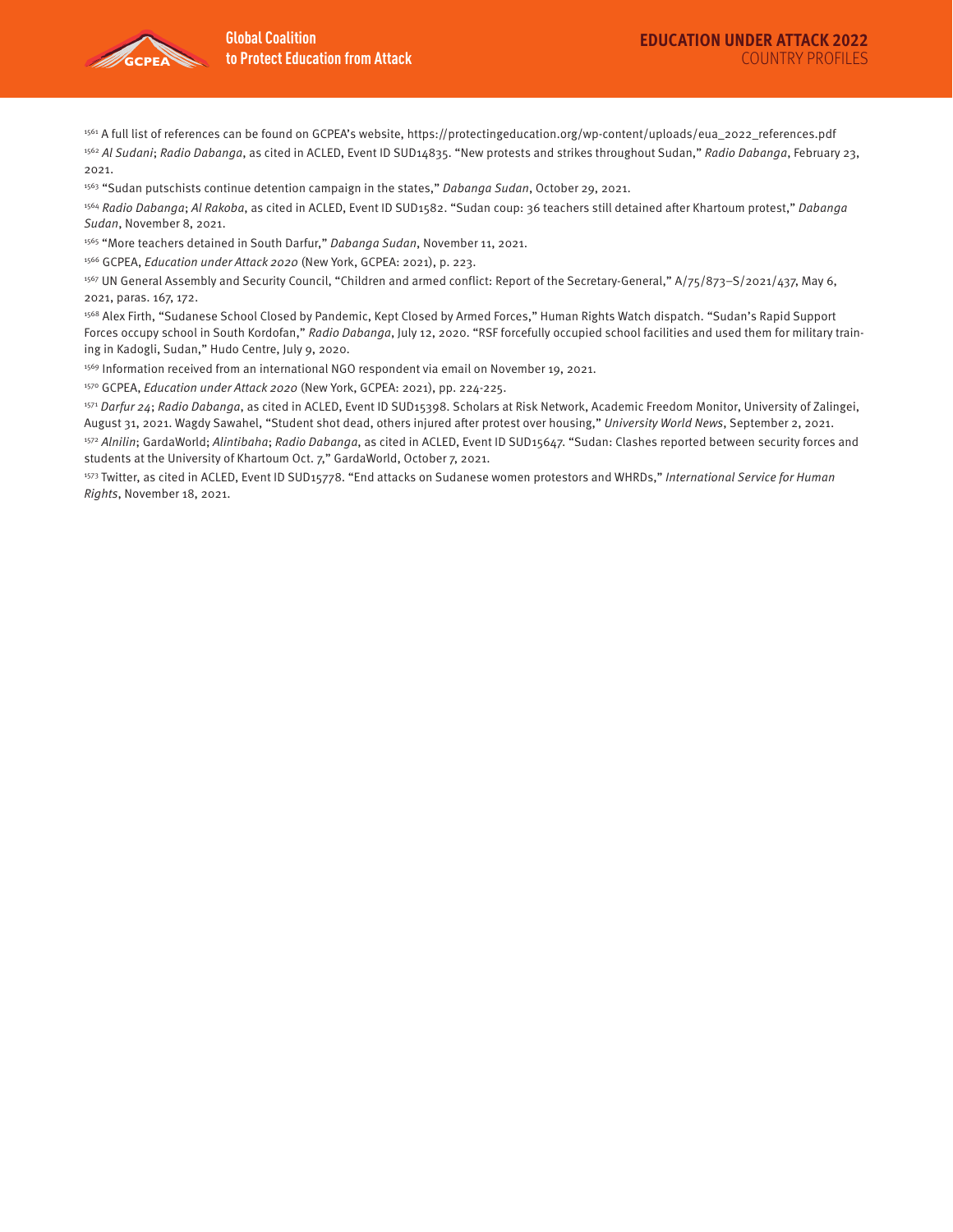[1561] A full list of references can be found on GCPEA's website, https://protectingeducation.org/wp-content/uploads/eua_2022_references.pdf

[1562] *Al Sudani*; *Radio Dabanga*, as cited in ACLED, Event ID SUD14835. "New protests and strikes throughout Sudan," *Radio Dabanga*, February 23, 2021.

[1563] "Sudan putschists continue detention campaign in the states," *Dabanga Sudan*, October 29, 2021.

[1564] *Radio Dabanga*; *Al Rakoba*, as cited in ACLED, Event ID SUD1582. "Sudan coup: 36 teachers still detained after Khartoum protest," *Dabanga Sudan*, November 8, 2021.

[1565] "More teachers detained in South Darfur," *Dabanga Sudan*, November 11, 2021.

[1566] GCPEA, *Education under Attack 2020* (New York, GCPEA: 2021), p. 223.

[1567] UN General Assembly and Security Council, "Children and armed conflict: Report of the Secretary-General," A/75/873–S/2021/437, May 6, 2021, paras. 167, 172.

[1568] Alex Firth, "Sudanese School Closed by Pandemic, Kept Closed by Armed Forces," Human Rights Watch dispatch. "Sudan's Rapid Support Forces occupy school in South Kordofan," *Radio Dabanga*, July 12, 2020. "RSF forcefully occupied school facilities and used them for military training in Kadogli, Sudan," Hudo Centre, July 9, 2020.

[1569] Information received from an international NGO respondent via email on November 19, 2021.

[1570] GCPEA, *Education under Attack 2020* (New York, GCPEA: 2021), pp. 224-225.

[1571] *Darfur 24*; *Radio Dabanga*, as cited in ACLED, Event ID SUD15398. Scholars at Risk Network, Academic Freedom Monitor, University of Zalingei, August 31, 2021. Wagdy Sawahel, "Student shot dead, others injured after protest over housing," *University World News*, September 2, 2021.

[1572] *Alnilin*; GardaWorld; *Alintibaha*; *Radio Dabanga*, as cited in ACLED, Event ID SUD15647. "Sudan: Clashes reported between security forces and students at the University of Khartoum Oct. 7," GardaWorld, October 7, 2021.

[1573] Twitter, as cited in ACLED, Event ID SUD15778. "End attacks on Sudanese women protestors and WHRDs," *International Service for Human Rights*, November 18, 2021.